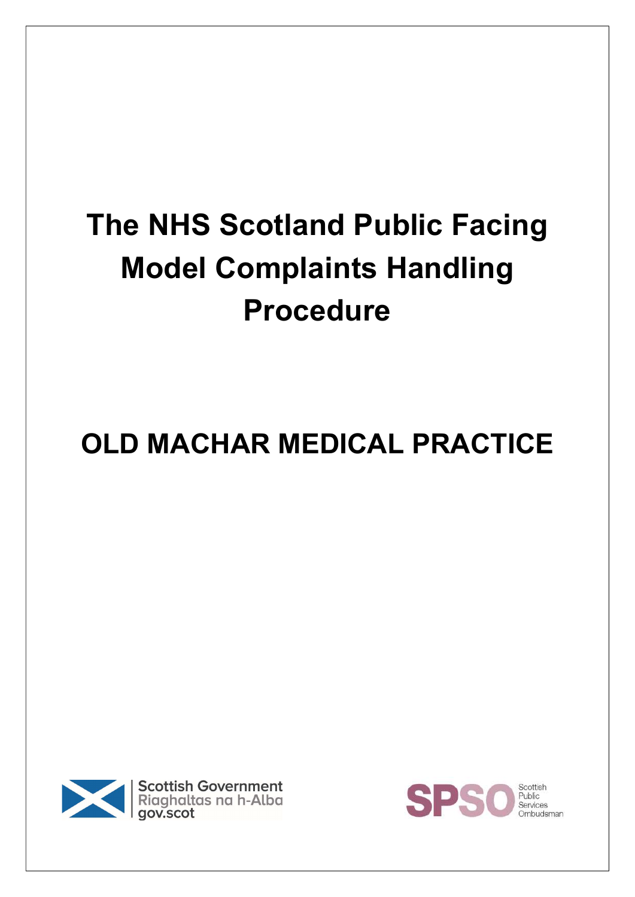# The NHS Scotland Public Facing Model Complaints Handling Procedure

## OLD MACHAR MEDICAL PRACTICE

Scottish Government
Riaghaltas na h-Alba
gov.scot

SPSO Scottish Public Services Ombudsman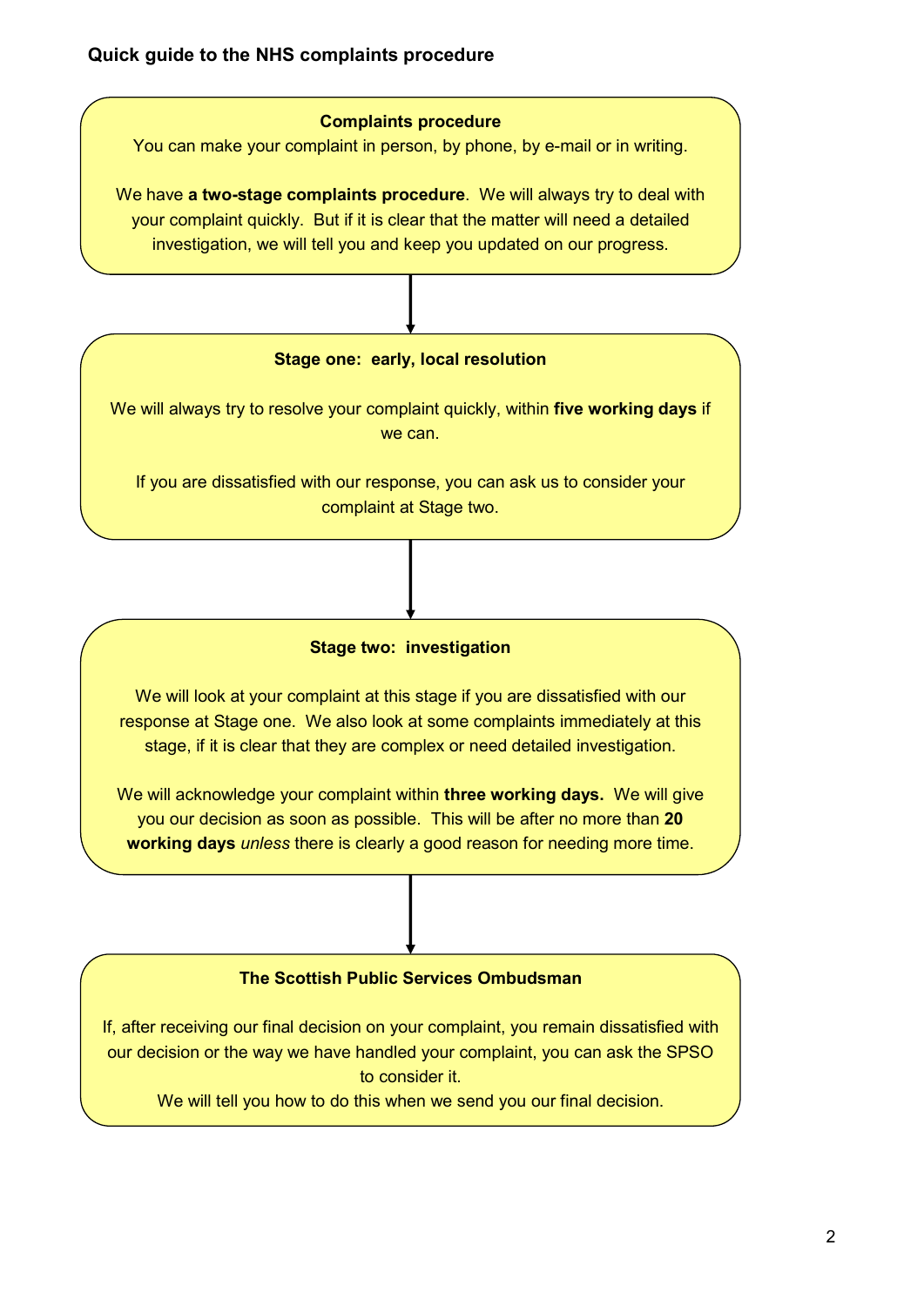## Quick guide to the NHS complaints procedure

### Complaints procedure

You can make your complaint in person, by phone, by e-mail or in writing.

We have **a two-stage complaints procedure**. We will always try to deal with your complaint quickly. But if it is clear that the matter will need a detailed investigation, we will tell you and keep you updated on our progress.

### Stage one: early, local resolution

We will always try to resolve your complaint quickly, within **five working days** if we can.

If you are dissatisfied with our response, you can ask us to consider your complaint at Stage two.

### Stage two: investigation

We will look at your complaint at this stage if you are dissatisfied with our response at Stage one. We also look at some complaints immediately at this stage, if it is clear that they are complex or need detailed investigation.

We will acknowledge your complaint within **three working days.** We will give you our decision as soon as possible. This will be after no more than **20 working days** *unless* there is clearly a good reason for needing more time.

### The Scottish Public Services Ombudsman

If, after receiving our final decision on your complaint, you remain dissatisfied with our decision or the way we have handled your complaint, you can ask the SPSO to consider it.

We will tell you how to do this when we send you our final decision.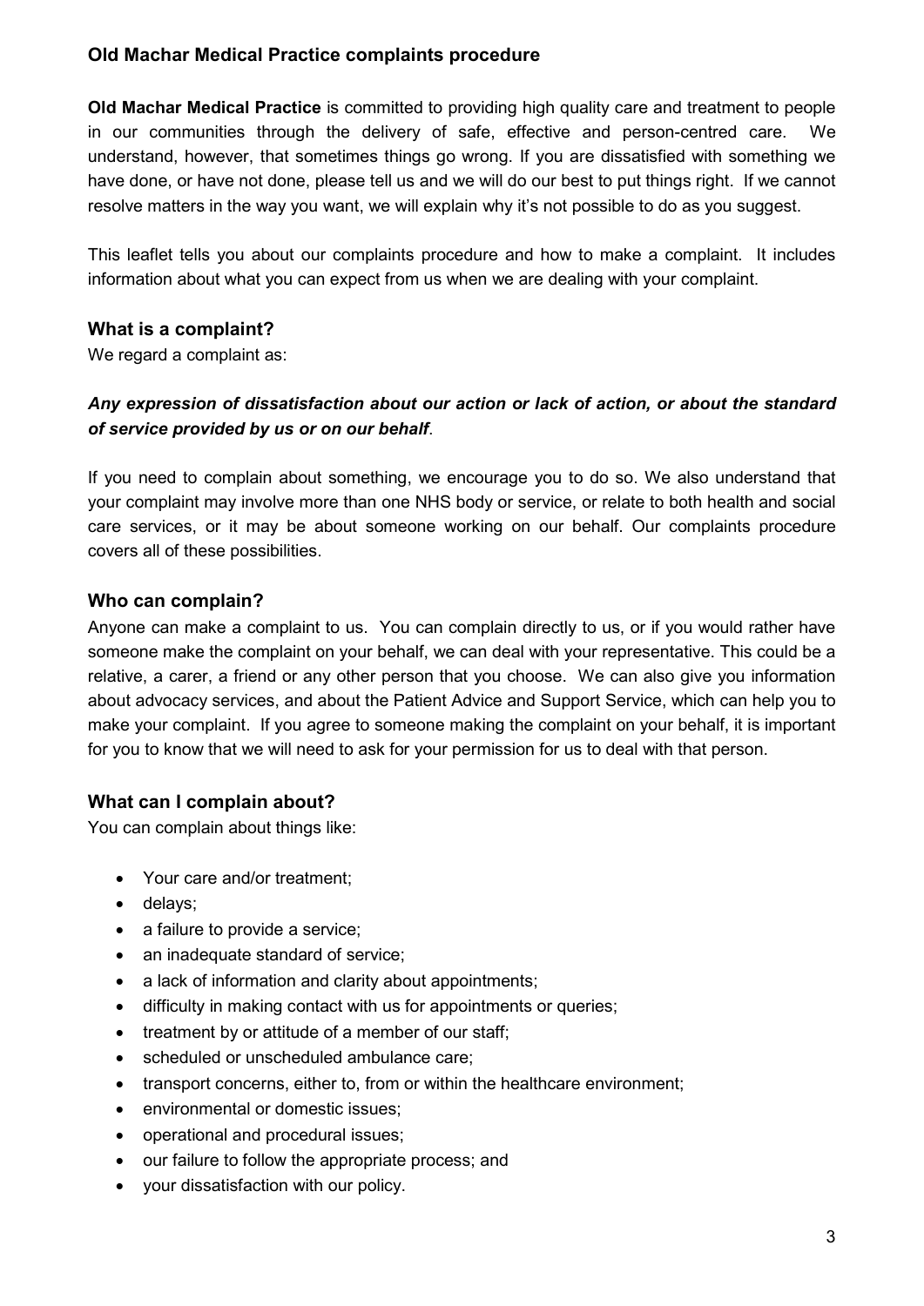## Old Machar Medical Practice complaints procedure

**Old Machar Medical Practice** is committed to providing high quality care and treatment to people in our communities through the delivery of safe, effective and person-centred care. We understand, however, that sometimes things go wrong. If you are dissatisfied with something we have done, or have not done, please tell us and we will do our best to put things right. If we cannot resolve matters in the way you want, we will explain why it's not possible to do as you suggest.

This leaflet tells you about our complaints procedure and how to make a complaint. It includes information about what you can expect from us when we are dealing with your complaint.

### What is a complaint?

We regard a complaint as:

***Any expression of dissatisfaction about our action or lack of action, or about the standard of service provided by us or on our behalf***.

If you need to complain about something, we encourage you to do so. We also understand that your complaint may involve more than one NHS body or service, or relate to both health and social care services, or it may be about someone working on our behalf. Our complaints procedure covers all of these possibilities.

### Who can complain?

Anyone can make a complaint to us. You can complain directly to us, or if you would rather have someone make the complaint on your behalf, we can deal with your representative. This could be a relative, a carer, a friend or any other person that you choose. We can also give you information about advocacy services, and about the Patient Advice and Support Service, which can help you to make your complaint. If you agree to someone making the complaint on your behalf, it is important for you to know that we will need to ask for your permission for us to deal with that person.

### What can I complain about?

You can complain about things like:

- Your care and/or treatment;
- delays;
- a failure to provide a service;
- an inadequate standard of service;
- a lack of information and clarity about appointments;
- difficulty in making contact with us for appointments or queries;
- treatment by or attitude of a member of our staff;
- scheduled or unscheduled ambulance care;
- transport concerns, either to, from or within the healthcare environment;
- environmental or domestic issues;
- operational and procedural issues;
- our failure to follow the appropriate process; and
- your dissatisfaction with our policy.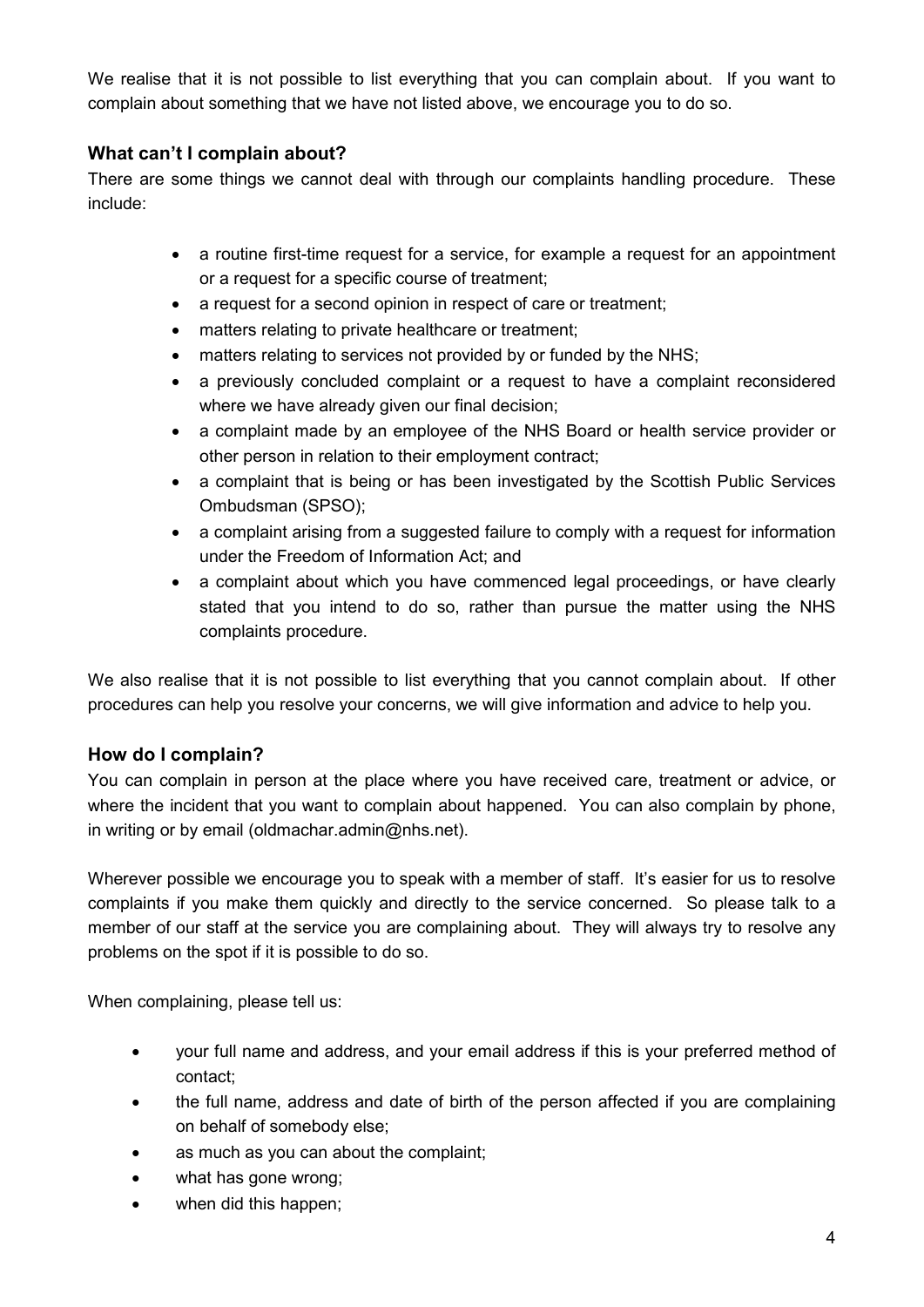We realise that it is not possible to list everything that you can complain about. If you want to complain about something that we have not listed above, we encourage you to do so.

### What can't I complain about?

There are some things we cannot deal with through our complaints handling procedure. These include:

- a routine first-time request for a service, for example a request for an appointment or a request for a specific course of treatment;
- a request for a second opinion in respect of care or treatment;
- matters relating to private healthcare or treatment;
- matters relating to services not provided by or funded by the NHS;
- a previously concluded complaint or a request to have a complaint reconsidered where we have already given our final decision;
- a complaint made by an employee of the NHS Board or health service provider or other person in relation to their employment contract;
- a complaint that is being or has been investigated by the Scottish Public Services Ombudsman (SPSO);
- a complaint arising from a suggested failure to comply with a request for information under the Freedom of Information Act; and
- a complaint about which you have commenced legal proceedings, or have clearly stated that you intend to do so, rather than pursue the matter using the NHS complaints procedure.

We also realise that it is not possible to list everything that you cannot complain about. If other procedures can help you resolve your concerns, we will give information and advice to help you.

### How do I complain?

You can complain in person at the place where you have received care, treatment or advice, or where the incident that you want to complain about happened. You can also complain by phone, in writing or by email (oldmachar.admin@nhs.net).

Wherever possible we encourage you to speak with a member of staff. It's easier for us to resolve complaints if you make them quickly and directly to the service concerned. So please talk to a member of our staff at the service you are complaining about. They will always try to resolve any problems on the spot if it is possible to do so.

When complaining, please tell us:

- your full name and address, and your email address if this is your preferred method of contact;
- the full name, address and date of birth of the person affected if you are complaining on behalf of somebody else;
- as much as you can about the complaint;
- what has gone wrong;
- when did this happen;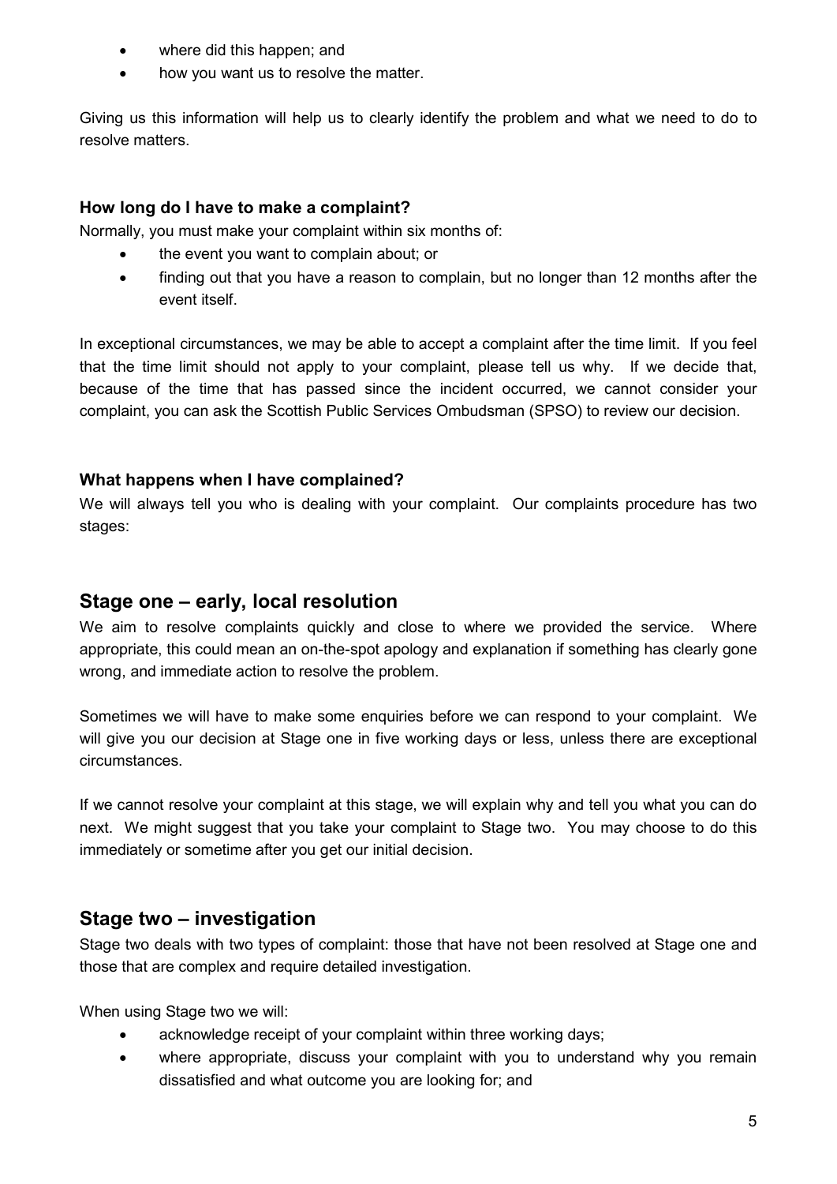- where did this happen; and
- how you want us to resolve the matter.

Giving us this information will help us to clearly identify the problem and what we need to do to resolve matters.

**How long do I have to make a complaint?**

Normally, you must make your complaint within six months of:

- the event you want to complain about; or
- finding out that you have a reason to complain, but no longer than 12 months after the event itself.

In exceptional circumstances, we may be able to accept a complaint after the time limit. If you feel that the time limit should not apply to your complaint, please tell us why. If we decide that, because of the time that has passed since the incident occurred, we cannot consider your complaint, you can ask the Scottish Public Services Ombudsman (SPSO) to review our decision.

**What happens when I have complained?**

We will always tell you who is dealing with your complaint. Our complaints procedure has two stages:

## Stage one – early, local resolution

We aim to resolve complaints quickly and close to where we provided the service. Where appropriate, this could mean an on-the-spot apology and explanation if something has clearly gone wrong, and immediate action to resolve the problem.

Sometimes we will have to make some enquiries before we can respond to your complaint. We will give you our decision at Stage one in five working days or less, unless there are exceptional circumstances.

If we cannot resolve your complaint at this stage, we will explain why and tell you what you can do next. We might suggest that you take your complaint to Stage two. You may choose to do this immediately or sometime after you get our initial decision.

## Stage two – investigation

Stage two deals with two types of complaint: those that have not been resolved at Stage one and those that are complex and require detailed investigation.

When using Stage two we will:

- acknowledge receipt of your complaint within three working days;
- where appropriate, discuss your complaint with you to understand why you remain dissatisfied and what outcome you are looking for; and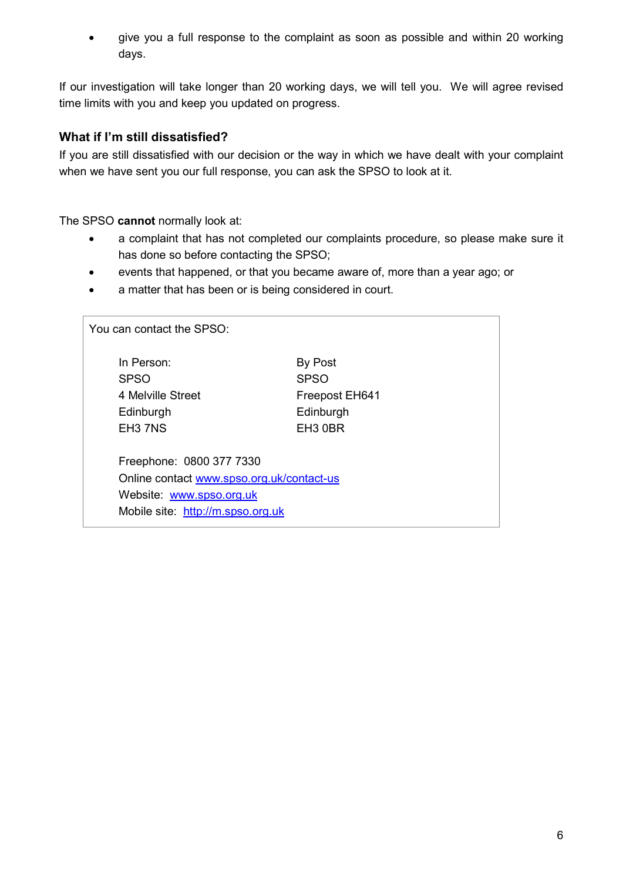- give you a full response to the complaint as soon as possible and within 20 working days.

If our investigation will take longer than 20 working days, we will tell you. We will agree revised time limits with you and keep you updated on progress.

### What if I'm still dissatisfied?

If you are still dissatisfied with our decision or the way in which we have dealt with your complaint when we have sent you our full response, you can ask the SPSO to look at it.

The SPSO **cannot** normally look at:

- a complaint that has not completed our complaints procedure, so please make sure it has done so before contacting the SPSO;
- events that happened, or that you became aware of, more than a year ago; or
- a matter that has been or is being considered in court.

You can contact the SPSO:

| In Person: | By Post |
|---|---|
| SPSO | SPSO |
| 4 Melville Street | Freepost EH641 |
| Edinburgh | Edinburgh |
| EH3 7NS | EH3 0BR |

Freephone: 0800 377 7330
Online contact [www.spso.org.uk/contact-us](www.spso.org.uk/contact-us)
Website: [www.spso.org.uk](www.spso.org.uk)
Mobile site: [http://m.spso.org.uk](http://m.spso.org.uk)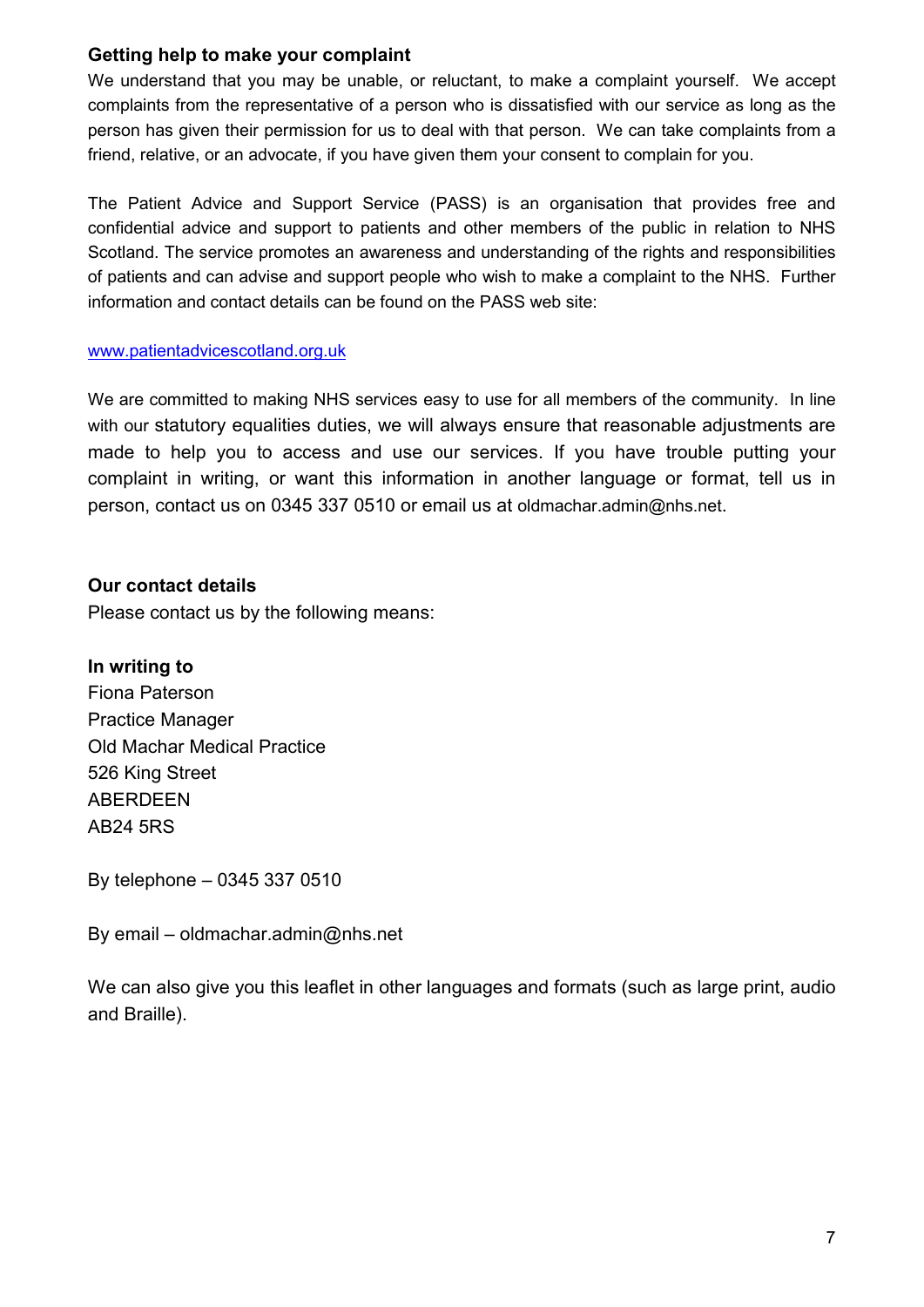### Getting help to make your complaint

We understand that you may be unable, or reluctant, to make a complaint yourself. We accept complaints from the representative of a person who is dissatisfied with our service as long as the person has given their permission for us to deal with that person. We can take complaints from a friend, relative, or an advocate, if you have given them your consent to complain for you.

The Patient Advice and Support Service (PASS) is an organisation that provides free and confidential advice and support to patients and other members of the public in relation to NHS Scotland. The service promotes an awareness and understanding of the rights and responsibilities of patients and can advise and support people who wish to make a complaint to the NHS. Further information and contact details can be found on the PASS web site:

www.patientadvicescotland.org.uk

We are committed to making NHS services easy to use for all members of the community. In line with our statutory equalities duties, we will always ensure that reasonable adjustments are made to help you to access and use our services. If you have trouble putting your complaint in writing, or want this information in another language or format, tell us in person, contact us on 0345 337 0510 or email us at oldmachar.admin@nhs.net.

### Our contact details

Please contact us by the following means:

**In writing to**

Fiona Paterson
Practice Manager
Old Machar Medical Practice
526 King Street
ABERDEEN
AB24 5RS

By telephone – 0345 337 0510

By email – oldmachar.admin@nhs.net

We can also give you this leaflet in other languages and formats (such as large print, audio and Braille).